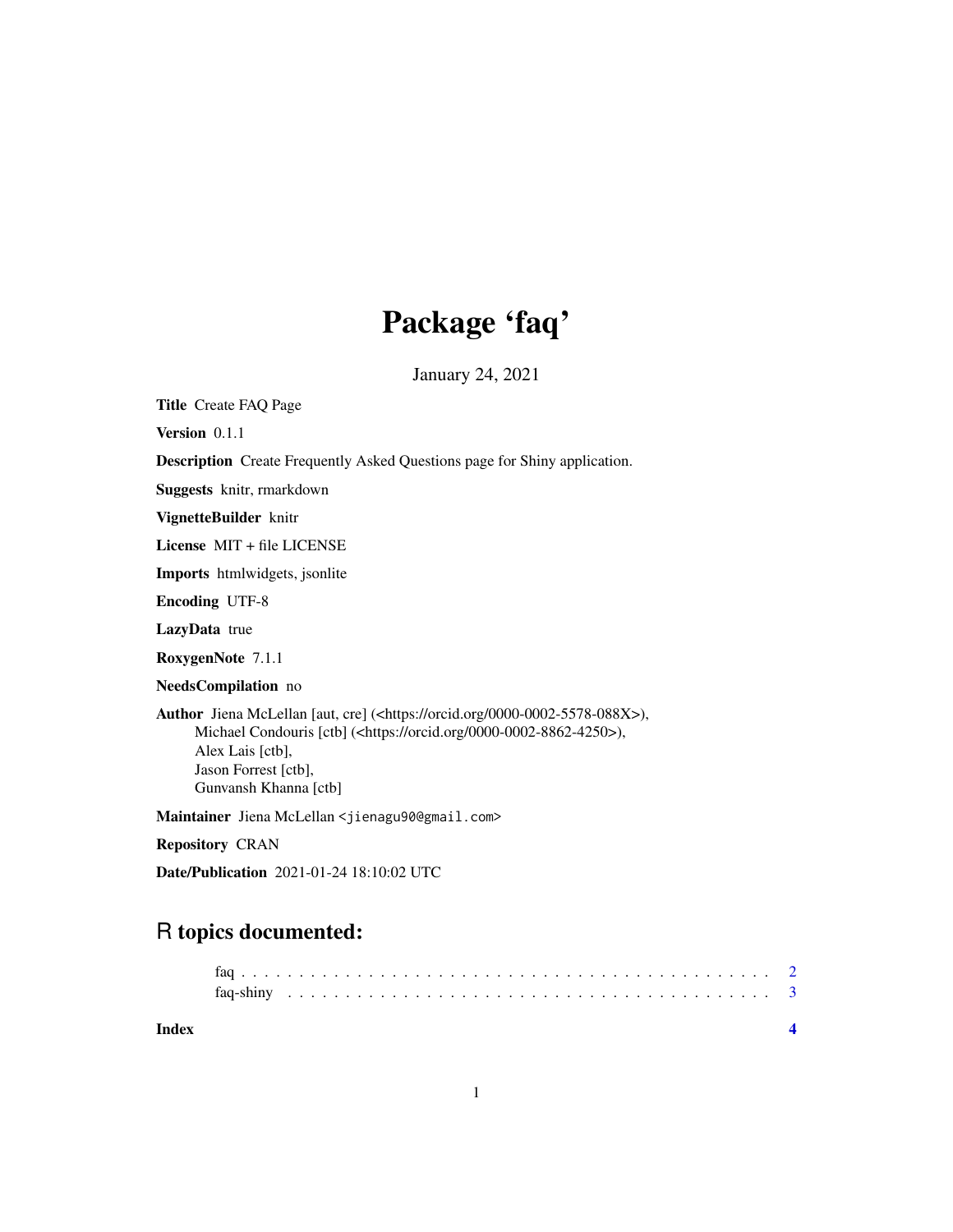# Package 'faq'

January 24, 2021

**Title** Create FAQ Page

**Version** 0.1.1

**Description** Create Frequently Asked Questions page for Shiny application.

**Suggests** knitr, rmarkdown

**VignetteBuilder** knitr

**License** MIT + file LICENSE

**Imports** htmlwidgets, jsonlite

**Encoding** UTF-8

**LazyData** true

**RoxygenNote** 7.1.1

**NeedsCompilation** no

**Author** Jiena McLellan [aut, cre] (<https://orcid.org/0000-0002-5578-088X>),
Michael Condouris [ctb] (<https://orcid.org/0000-0002-8862-4250>),
Alex Lais [ctb],
Jason Forrest [ctb],
Gunvansh Khanna [ctb]

**Maintainer** Jiena McLellan <jienagu90@gmail.com>

**Repository** CRAN

**Date/Publication** 2021-01-24 18:10:02 UTC

## R topics documented:

faq . . . . . . . . . . . . . . . . . . . . . . . . . . . . . . . . . . . . . . . . . . . 2
faq-shiny . . . . . . . . . . . . . . . . . . . . . . . . . . . . . . . . . . . . . . . 3

**Index** 4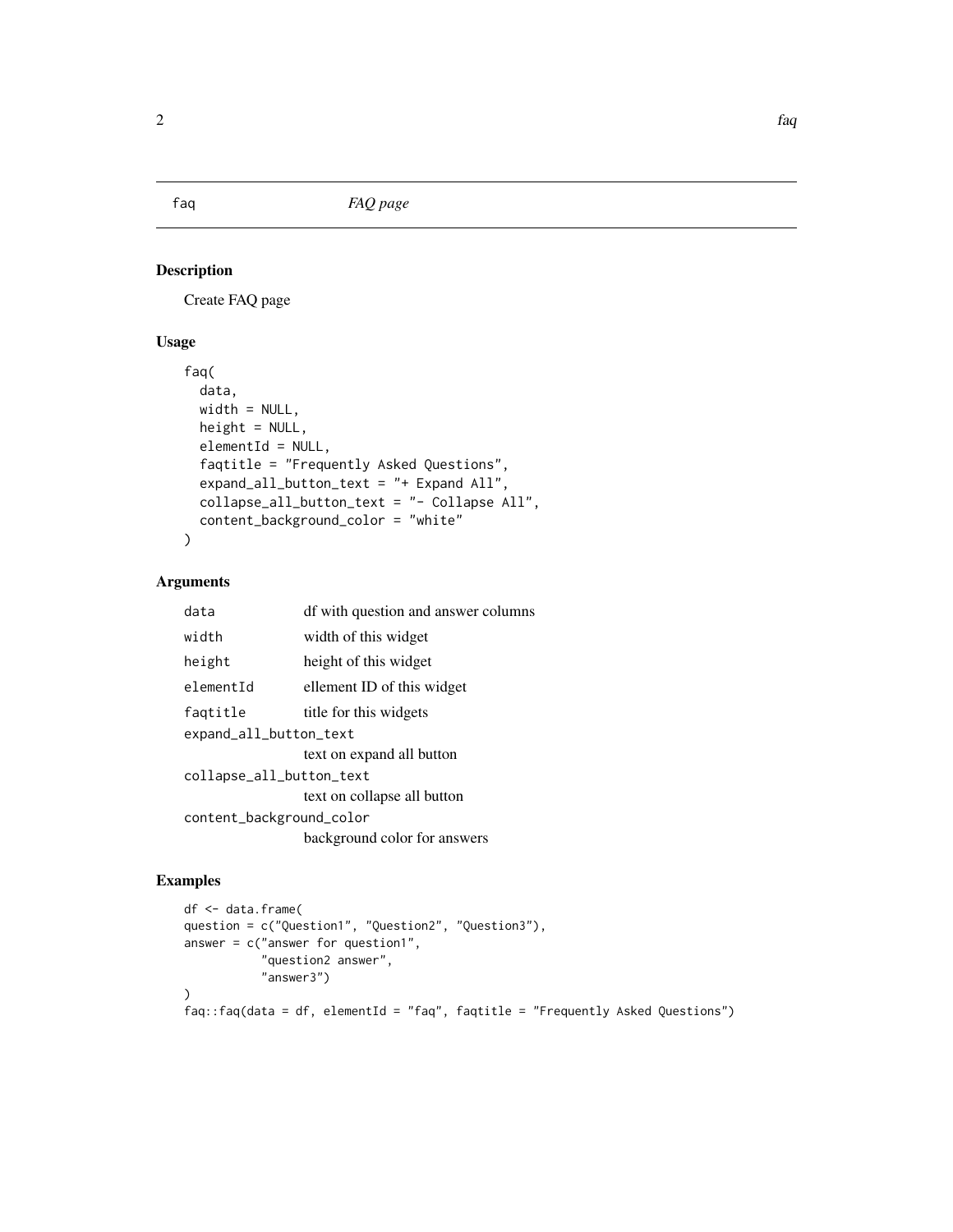## faq — *FAQ page*

### Description

Create FAQ page

### Usage

```
faq(
  data,
  width = NULL,
  height = NULL,
  elementId = NULL,
  faqtitle = "Frequently Asked Questions",
  expand_all_button_text = "+ Expand All",
  collapse_all_button_text = "- Collapse All",
  content_background_color = "white"
)
```

### Arguments

| Argument | Description |
| --- | --- |
| `data` | df with question and answer columns |
| `width` | width of this widget |
| `height` | height of this widget |
| `elementId` | ellement ID of this widget |
| `faqtitle` | title for this widgets |
| `expand_all_button_text` | text on expand all button |
| `collapse_all_button_text` | text on collapse all button |
| `content_background_color` | background color for answers |

### Examples

```
df <- data.frame(
question = c("Question1", "Question2", "Question3"),
answer = c("answer for question1",
          "question2 answer",
          "answer3")
)
faq::faq(data = df, elementId = "faq", faqtitle = "Frequently Asked Questions")
```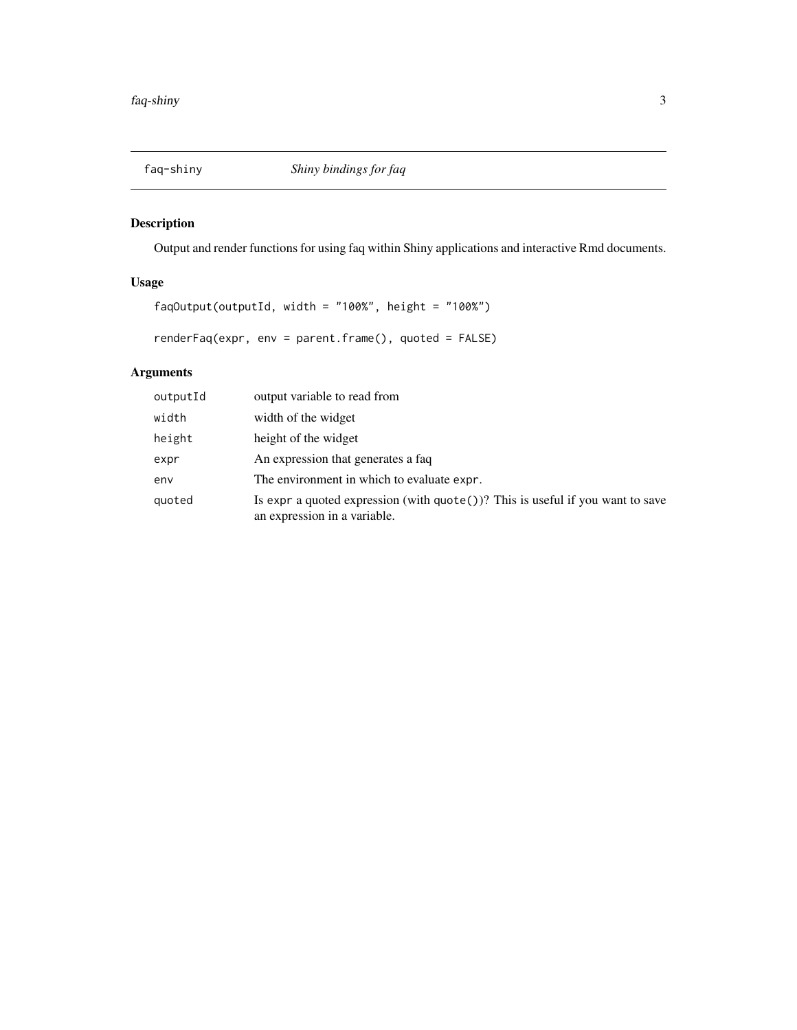# faq-shiny — *Shiny bindings for faq*

## Description

Output and render functions for using faq within Shiny applications and interactive Rmd documents.

## Usage

```
faqOutput(outputId, width = "100%", height = "100%")

renderFaq(expr, env = parent.frame(), quoted = FALSE)
```

## Arguments

| | |
|---|---|
| `outputId` | output variable to read from |
| `width` | width of the widget |
| `height` | height of the widget |
| `expr` | An expression that generates a faq |
| `env` | The environment in which to evaluate `expr`. |
| `quoted` | Is `expr` a quoted expression (with `quote()`)? This is useful if you want to save an expression in a variable. |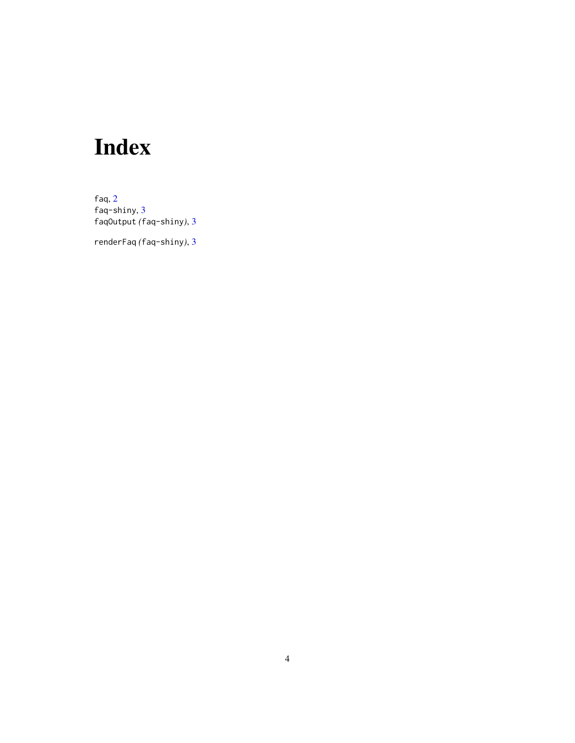# Index

faq, 2
faq-shiny, 3
faqOutput (faq-shiny), 3

renderFaq (faq-shiny), 3